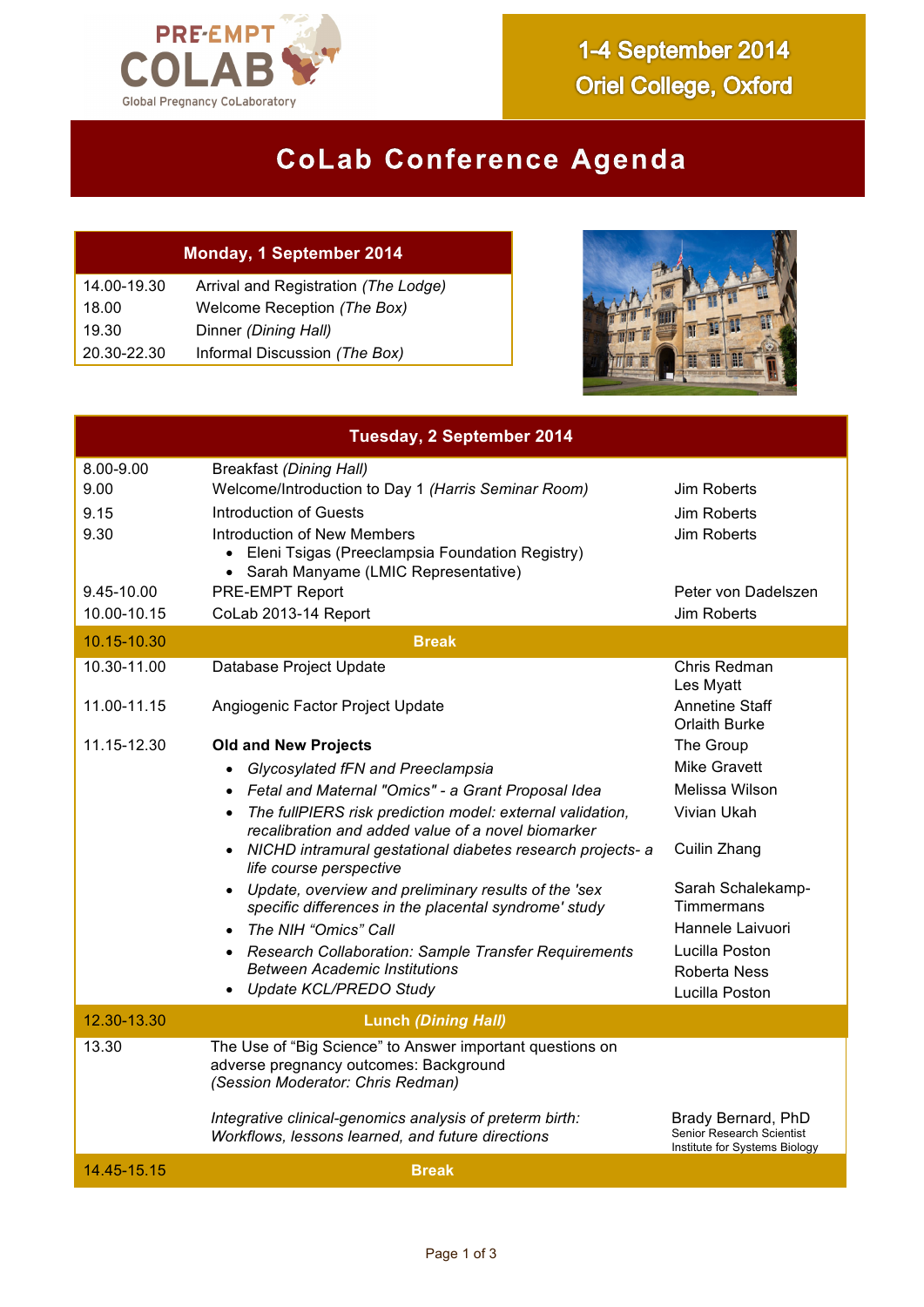PRE-EMPT COLAB

Global Pregnancy CoLaboratory

**1-4 September 2014**
**Oriel College, Oxford**

# CoLab Conference Agenda

| Monday, 1 September 2014 | |
|---|---|
| 14.00-19.30 | Arrival and Registration *(The Lodge)* |
| 18.00 | Welcome Reception *(The Box)* |
| 19.30 | Dinner *(Dining Hall)* |
| 20.30-22.30 | Informal Discussion *(The Box)* |

| Tuesday, 2 September 2014 | | |
|---|---|---|
| 8.00-9.00 | Breakfast *(Dining Hall)* | |
| 9.00 | Welcome/Introduction to Day 1 *(Harris Seminar Room)* | Jim Roberts |
| 9.15 | Introduction of Guests | Jim Roberts |
| 9.30 | Introduction of New Members<br>• Eleni Tsigas (Preeclampsia Foundation Registry)<br>• Sarah Manyame (LMIC Representative) | Jim Roberts |
| 9.45-10.00 | PRE-EMPT Report | Peter von Dadelszen |
| 10.00-10.15 | CoLab 2013-14 Report | Jim Roberts |
| 10.15-10.30 | **Break** | |
| 10.30-11.00 | Database Project Update | Chris Redman<br>Les Myatt |
| 11.00-11.15 | Angiogenic Factor Project Update | Annetine Staff<br>Orlaith Burke |
| 11.15-12.30 | **Old and New Projects** | The Group |
| | • *Glycosylated fFN and Preeclampsia* | Mike Gravett |
| | • *Fetal and Maternal "Omics" - a Grant Proposal Idea* | Melissa Wilson |
| | • *The fullPIERS risk prediction model: external validation, recalibration and added value of a novel biomarker* | Vivian Ukah |
| | • *NICHD intramural gestational diabetes research projects- a life course perspective* | Cuilin Zhang |
| | • *Update, overview and preliminary results of the 'sex specific differences in the placental syndrome' study* | Sarah Schalekamp-Timmermans |
| | • *The NIH "Omics" Call* | Hannele Laivuori |
| | • *Research Collaboration: Sample Transfer Requirements Between Academic Institutions* | Lucilla Poston<br>Roberta Ness |
| | • *Update KCL/PREDO Study* | Lucilla Poston |
| 12.30-13.30 | **Lunch *(Dining Hall)*** | |
| 13.30 | The Use of "Big Science" to Answer important questions on adverse pregnancy outcomes: Background<br>*(Session Moderator: Chris Redman)* | |
| | *Integrative clinical-genomics analysis of preterm birth: Workflows, lessons learned, and future directions* | Brady Bernard, PhD<br>Senior Research Scientist<br>Institute for Systems Biology |
| 14.45-15.15 | **Break** | |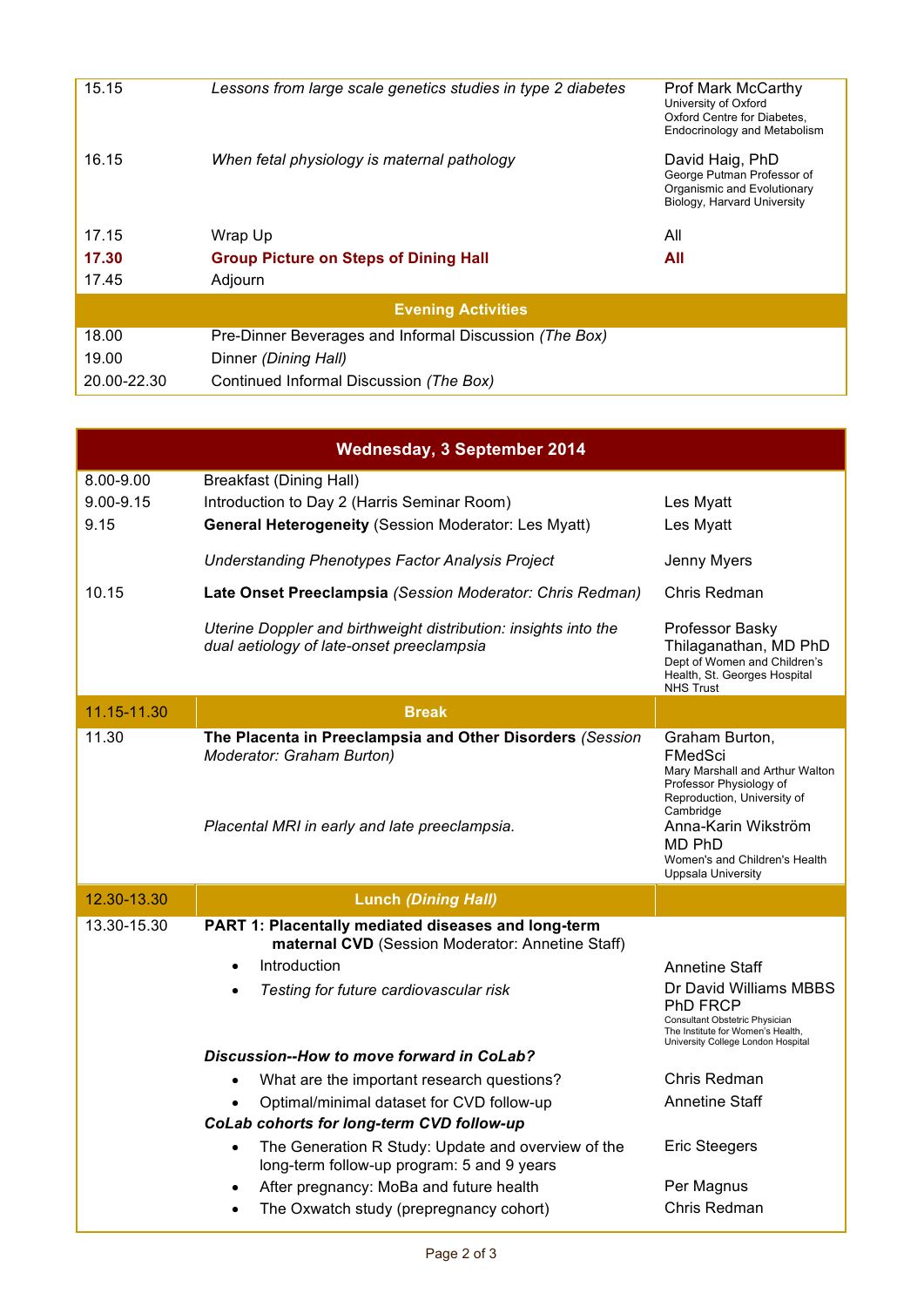| | | |
|---|---|---|
| 15.15 | *Lessons from large scale genetics studies in type 2 diabetes* | Prof Mark McCarthy<br>University of Oxford<br>Oxford Centre for Diabetes, Endocrinology and Metabolism |
| 16.15 | *When fetal physiology is maternal pathology* | David Haig, PhD<br>George Putman Professor of Organismic and Evolutionary Biology, Harvard University |
| 17.15 | Wrap Up | All |
| **17.30** | **Group Picture on Steps of Dining Hall** | **All** |
| 17.45 | Adjourn | |
| | **Evening Activities** | |
| 18.00 | Pre-Dinner Beverages and Informal Discussion *(The Box)* | |
| 19.00 | Dinner *(Dining Hall)* | |
| 20.00-22.30 | Continued Informal Discussion *(The Box)* | |

| **Wednesday, 3 September 2014** | | |
|---|---|---|
| 8.00-9.00 | Breakfast (Dining Hall) | |
| 9.00-9.15 | Introduction to Day 2 (Harris Seminar Room) | Les Myatt |
| 9.15 | **General Heterogeneity** (Session Moderator: Les Myatt) | Les Myatt |
| | *Understanding Phenotypes Factor Analysis Project* | Jenny Myers |
| 10.15 | **Late Onset Preeclampsia** *(Session Moderator: Chris Redman)* | Chris Redman |
| | *Uterine Doppler and birthweight distribution: insights into the dual aetiology of late-onset preeclampsia* | Professor Basky Thilaganathan, MD PhD<br>Dept of Women and Children's Health, St. Georges Hospital NHS Trust |
| 11.15-11.30 | **Break** | |
| 11.30 | **The Placenta in Preeclampsia and Other Disorders** *(Session Moderator: Graham Burton)* | Graham Burton, FMedSci<br>Mary Marshall and Arthur Walton Professor Physiology of Reproduction, University of Cambridge |
| | *Placental MRI in early and late preeclampsia.* | Anna-Karin Wikström MD PhD<br>Women's and Children's Health Uppsala University |
| 12.30-13.30 | **Lunch *(Dining Hall)*** | |
| 13.30-15.30 | **PART 1: Placentally mediated diseases and long-term maternal CVD** (Session Moderator: Annetine Staff) | |
| | • Introduction | Annetine Staff |
| | • *Testing for future cardiovascular risk* | Dr David Williams MBBS PhD FRCP<br>Consultant Obstetric Physician<br>The Institute for Women's Health, University College London Hospital |
| | ***Discussion--How to move forward in CoLab?*** | |
| | • What are the important research questions? | Chris Redman |
| | • Optimal/minimal dataset for CVD follow-up | Annetine Staff |
| | ***CoLab cohorts for long-term CVD follow-up*** | |
| | • The Generation R Study: Update and overview of the long-term follow-up program: 5 and 9 years | Eric Steegers |
| | • After pregnancy: MoBa and future health | Per Magnus |
| | • The Oxwatch study (prepregnancy cohort) | Chris Redman |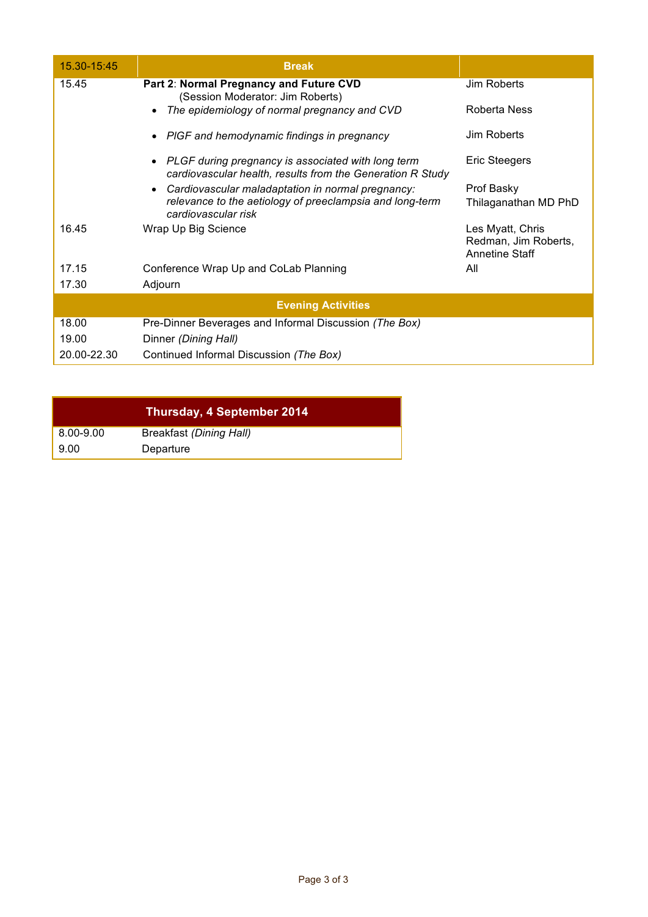| 15.30-15:45 | Break | |
|---|---|---|
| 15.45 | **Part 2**: **Normal Pregnancy and Future CVD** (Session Moderator: Jim Roberts) | Jim Roberts |
| | • *The epidemiology of normal pregnancy and CVD* | Roberta Ness |
| | • *PlGF and hemodynamic findings in pregnancy* | Jim Roberts |
| | • *PLGF during pregnancy is associated with long term cardiovascular health, results from the Generation R Study* | Eric Steegers |
| | • *Cardiovascular maladaptation in normal pregnancy: relevance to the aetiology of preeclampsia and long-term cardiovascular risk* | Prof Basky Thilaganathan MD PhD |
| 16.45 | Wrap Up Big Science | Les Myatt, Chris Redman, Jim Roberts, Annetine Staff |
| 17.15 | Conference Wrap Up and CoLab Planning | All |
| 17.30 | Adjourn | |
| | **Evening Activities** | |
| 18.00 | Pre-Dinner Beverages and Informal Discussion *(The Box)* | |
| 19.00 | Dinner *(Dining Hall)* | |
| 20.00-22.30 | Continued Informal Discussion *(The Box)* | |

| **Thursday, 4 September 2014** | |
|---|---|
| 8.00-9.00 | Breakfast *(Dining Hall)* |
| 9.00 | Departure |